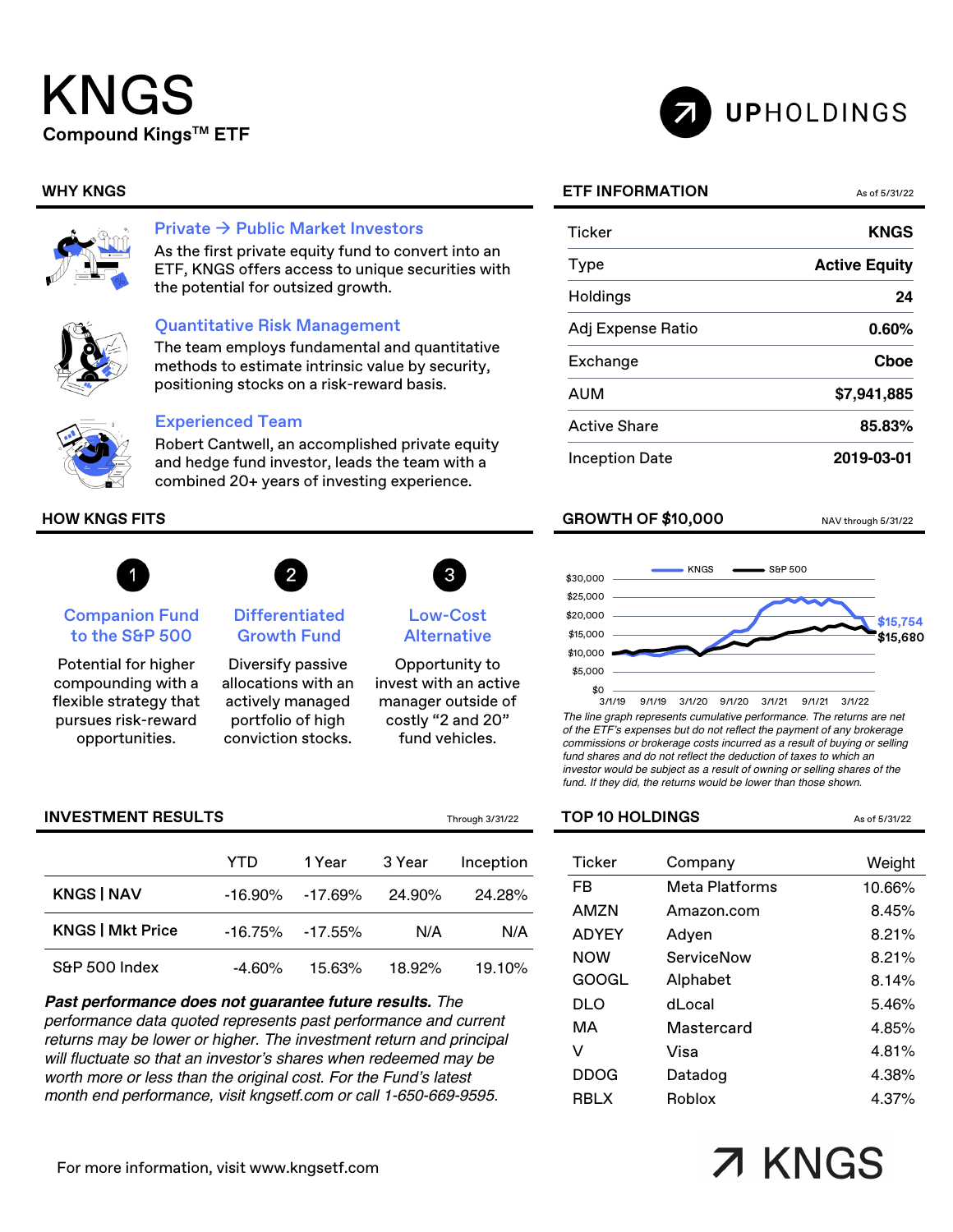# KNGS

**Compound Kings™ ETF**

UPHOLDINGS

## WHY KNGS

### Private → Public Market Investors

As the first private equity fund to convert into an ETF, KNGS offers access to unique securities with the potential for outsized growth.

### Quantitative Risk Management

The team employs fundamental and quantitative methods to estimate intrinsic value by security, positioning stocks on a risk-reward basis.

### Experienced Team

Robert Cantwell, an accomplished private equity and hedge fund investor, leads the team with a combined 20+ years of investing experience.

## HOW KNGS FITS

**1. Companion Fund to the S&P 500**

Potential for higher compounding with a flexible strategy that pursues risk-reward opportunities.

**2. Differentiated Growth Fund**

Diversify passive allocations with an actively managed portfolio of high conviction stocks.

**3. Low-Cost Alternative**

Opportunity to invest with an active manager outside of costly "2 and 20" fund vehicles.

## ETF INFORMATION

As of 5/31/22

| | |
|---|---|
| Ticker | **KNGS** |
| Type | **Active Equity** |
| Holdings | **24** |
| Adj Expense Ratio | **0.60%** |
| Exchange | **Cboe** |
| AUM | **$7,941,885** |
| Active Share | **85.83%** |
| Inception Date | **2019-03-01** |

## GROWTH OF $10,000

NAV through 5/31/22

KNGS: $15,754 | S&P 500: $15,680

*The line graph represents cumulative performance. The returns are net of the ETF's expenses but do not reflect the payment of any brokerage commissions or brokerage costs incurred as a result of buying or selling fund shares and do not reflect the deduction of taxes to which an investor would be subject as a result of owning or selling shares of the fund. If they did, the returns would be lower than those shown.*

## INVESTMENT RESULTS

Through 3/31/22

| | YTD | 1 Year | 3 Year | Inception |
|---|---|---|---|---|
| **KNGS \| NAV** | -16.90% | -17.69% | 24.90% | 24.28% |
| **KNGS \| Mkt Price** | -16.75% | -17.55% | N/A | N/A |
| S&P 500 Index | -4.60% | 15.63% | 18.92% | 19.10% |

***Past performance does not guarantee future results.*** *The performance data quoted represents past performance and current returns may be lower or higher. The investment return and principal will fluctuate so that an investor's shares when redeemed may be worth more or less than the original cost. For the Fund's latest month end performance, visit kngsetf.com or call 1-650-669-9595.*

## TOP 10 HOLDINGS

As of 5/31/22

| Ticker | Company | Weight |
|---|---|---|
| FB | Meta Platforms | 10.66% |
| AMZN | Amazon.com | 8.45% |
| ADYEY | Adyen | 8.21% |
| NOW | ServiceNow | 8.21% |
| GOOGL | Alphabet | 8.14% |
| DLO | dLocal | 5.46% |
| MA | Mastercard | 4.85% |
| V | Visa | 4.81% |
| DDOG | Datadog | 4.38% |
| RBLX | Roblox | 4.37% |

For more information, visit www.kngsetf.com

↗ KNGS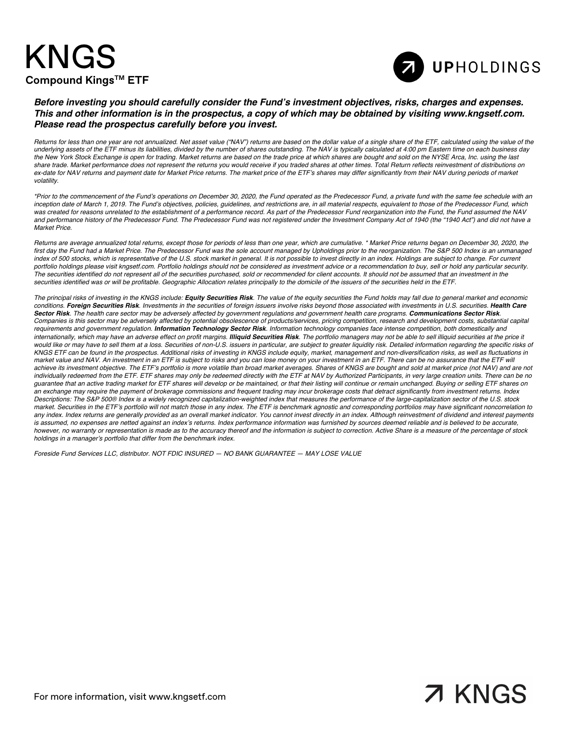# KNGS

**Compound Kings™ ETF**

UPHOLDINGS

***Before investing you should carefully consider the Fund's investment objectives, risks, charges and expenses. This and other information is in the prospectus, a copy of which may be obtained by visiting www.kngsetf.com. Please read the prospectus carefully before you invest.***

*Returns for less than one year are not annualized. Net asset value ("NAV") returns are based on the dollar value of a single share of the ETF, calculated using the value of the underlying assets of the ETF minus its liabilities, divided by the number of shares outstanding. The NAV is typically calculated at 4:00 pm Eastern time on each business day the New York Stock Exchange is open for trading. Market returns are based on the trade price at which shares are bought and sold on the NYSE Arca, Inc. using the last share trade. Market performance does not represent the returns you would receive if you traded shares at other times. Total Return reflects reinvestment of distributions on ex-date for NAV returns and payment date for Market Price returns. The market price of the ETF's shares may differ significantly from their NAV during periods of market volatility.*

*\*Prior to the commencement of the Fund's operations on December 30, 2020, the Fund operated as the Predecessor Fund, a private fund with the same fee schedule with an inception date of March 1, 2019. The Fund's objectives, policies, guidelines, and restrictions are, in all material respects, equivalent to those of the Predecessor Fund, which was created for reasons unrelated to the establishment of a performance record. As part of the Predecessor Fund reorganization into the Fund, the Fund assumed the NAV and performance history of the Predecessor Fund. The Predecessor Fund was not registered under the Investment Company Act of 1940 (the "1940 Act") and did not have a Market Price.*

*Returns are average annualized total returns, except those for periods of less than one year, which are cumulative. \* Market Price returns began on December 30, 2020, the first day the Fund had a Market Price. The Predecessor Fund was the sole account managed by Upholdings prior to the reorganization. The S&P 500 Index is an unmanaged index of 500 stocks, which is representative of the U.S. stock market in general. It is not possible to invest directly in an index. Holdings are subject to change. For current portfolio holdings please visit kngsetf.com. Portfolio holdings should not be considered as investment advice or a recommendation to buy, sell or hold any particular security. The securities identified do not represent all of the securities purchased, sold or recommended for client accounts. It should not be assumed that an investment in the securities identified was or will be profitable. Geographic Allocation relates principally to the domicile of the issuers of the securities held in the ETF.*

*The principal risks of investing in the KNGS include: **Equity Securities Risk**. The value of the equity securities the Fund holds may fall due to general market and economic conditions. **Foreign Securities Risk**. Investments in the securities of foreign issuers involve risks beyond those associated with investments in U.S. securities. **Health Care Sector Risk**. The health care sector may be adversely affected by government regulations and government health care programs. **Communications Sector Risk**. Companies is this sector may be adversely affected by potential obsolescence of products/services, pricing competition, research and development costs, substantial capital requirements and government regulation. **Information Technology Sector Risk**. Information technology companies face intense competition, both domestically and internationally, which may have an adverse effect on profit margins. **Illiquid Securities Risk**. The portfolio managers may not be able to sell illiquid securities at the price it would like or may have to sell them at a loss. Securities of non-U.S. issuers in particular, are subject to greater liquidity risk. Detailed information regarding the specific risks of KNGS ETF can be found in the prospectus. Additional risks of investing in KNGS include equity, market, management and non-diversification risks, as well as fluctuations in market value and NAV. An investment in an ETF is subject to risks and you can lose money on your investment in an ETF. There can be no assurance that the ETF will achieve its investment objective. The ETF's portfolio is more volatile than broad market averages. Shares of KNGS are bought and sold at market price (not NAV) and are not individually redeemed from the ETF. ETF shares may only be redeemed directly with the ETF at NAV by Authorized Participants, in very large creation units. There can be no guarantee that an active trading market for ETF shares will develop or be maintained, or that their listing will continue or remain unchanged. Buying or selling ETF shares on an exchange may require the payment of brokerage commissions and frequent trading may incur brokerage costs that detract significantly from investment returns. Index Descriptions: The S&P 500® Index is a widely recognized capitalization-weighted index that measures the performance of the large-capitalization sector of the U.S. stock market. Securities in the ETF's portfolio will not match those in any index. The ETF is benchmark agnostic and corresponding portfolios may have significant noncorrelation to any index. Index returns are generally provided as an overall market indicator. You cannot invest directly in an index. Although reinvestment of dividend and interest payments is assumed, no expenses are netted against an index's returns. Index performance information was furnished by sources deemed reliable and is believed to be accurate, however, no warranty or representation is made as to the accuracy thereof and the information is subject to correction. Active Share is a measure of the percentage of stock holdings in a manager's portfolio that differ from the benchmark index.*

*Foreside Fund Services LLC, distributor. NOT FDIC INSURED — NO BANK GUARANTEE — MAY LOSE VALUE*

For more information, visit www.kngsetf.com

KNGS